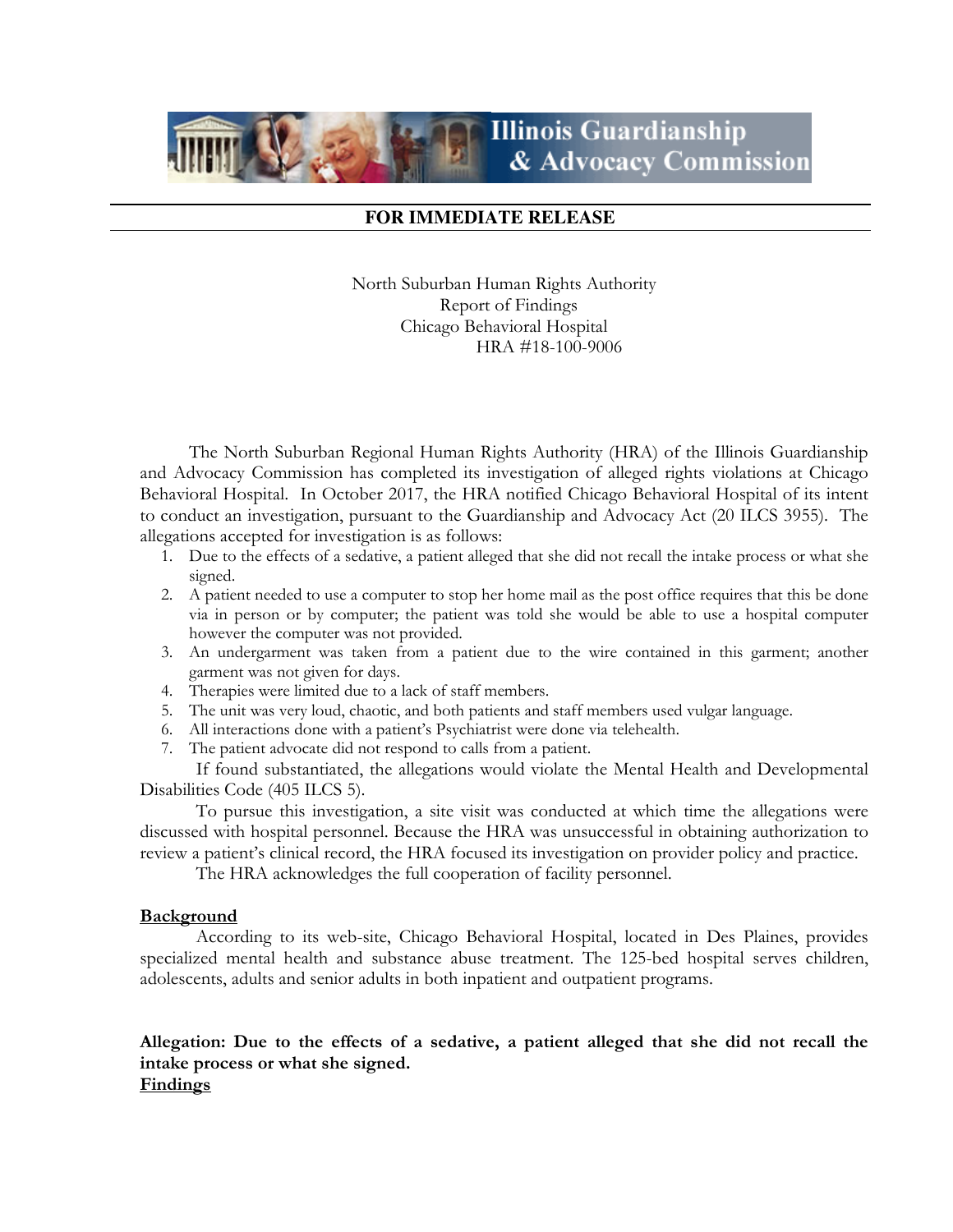Illinois Guardianship & Advocacy Commission

**FOR IMMEDIATE RELEASE**

North Suburban Human Rights Authority
Report of Findings
Chicago Behavioral Hospital
HRA #18-100-9006

The North Suburban Regional Human Rights Authority (HRA) of the Illinois Guardianship and Advocacy Commission has completed its investigation of alleged rights violations at Chicago Behavioral Hospital. In October 2017, the HRA notified Chicago Behavioral Hospital of its intent to conduct an investigation, pursuant to the Guardianship and Advocacy Act (20 ILCS 3955). The allegations accepted for investigation is as follows:

1. Due to the effects of a sedative, a patient alleged that she did not recall the intake process or what she signed.
2. A patient needed to use a computer to stop her home mail as the post office requires that this be done via in person or by computer; the patient was told she would be able to use a hospital computer however the computer was not provided.
3. An undergarment was taken from a patient due to the wire contained in this garment; another garment was not given for days.
4. Therapies were limited due to a lack of staff members.
5. The unit was very loud, chaotic, and both patients and staff members used vulgar language.
6. All interactions done with a patient's Psychiatrist were done via telehealth.
7. The patient advocate did not respond to calls from a patient.

If found substantiated, the allegations would violate the Mental Health and Developmental Disabilities Code (405 ILCS 5).

To pursue this investigation, a site visit was conducted at which time the allegations were discussed with hospital personnel. Because the HRA was unsuccessful in obtaining authorization to review a patient's clinical record, the HRA focused its investigation on provider policy and practice.

The HRA acknowledges the full cooperation of facility personnel.

## Background

According to its web-site, Chicago Behavioral Hospital, located in Des Plaines, provides specialized mental health and substance abuse treatment. The 125-bed hospital serves children, adolescents, adults and senior adults in both inpatient and outpatient programs.

**Allegation: Due to the effects of a sedative, a patient alleged that she did not recall the intake process or what she signed.**

## Findings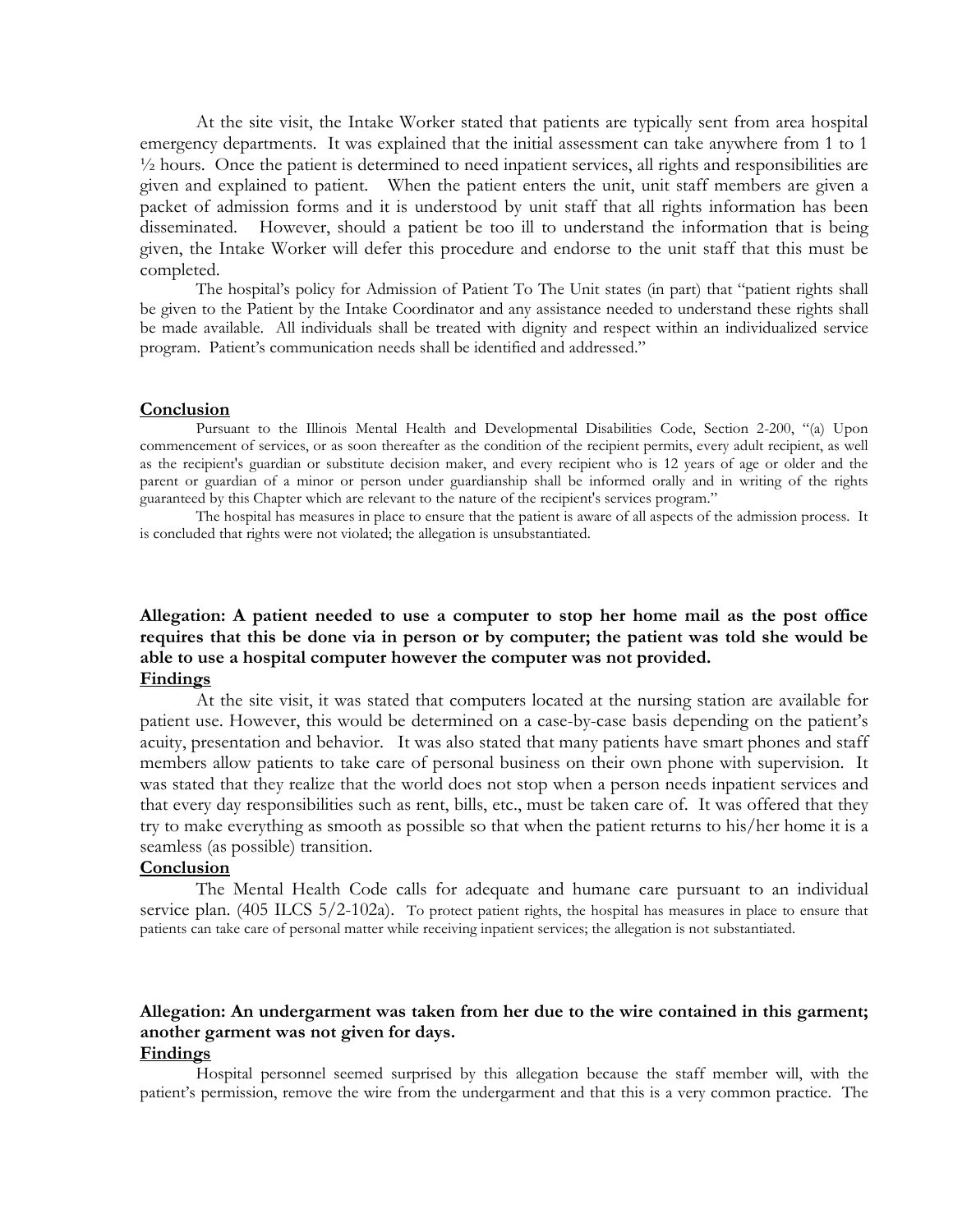At the site visit, the Intake Worker stated that patients are typically sent from area hospital emergency departments. It was explained that the initial assessment can take anywhere from 1 to 1 ½ hours. Once the patient is determined to need inpatient services, all rights and responsibilities are given and explained to patient. When the patient enters the unit, unit staff members are given a packet of admission forms and it is understood by unit staff that all rights information has been disseminated. However, should a patient be too ill to understand the information that is being given, the Intake Worker will defer this procedure and endorse to the unit staff that this must be completed.

The hospital's policy for Admission of Patient To The Unit states (in part) that "patient rights shall be given to the Patient by the Intake Coordinator and any assistance needed to understand these rights shall be made available. All individuals shall be treated with dignity and respect within an individualized service program. Patient's communication needs shall be identified and addressed."

**Conclusion**

Pursuant to the Illinois Mental Health and Developmental Disabilities Code, Section 2-200, "(a) Upon commencement of services, or as soon thereafter as the condition of the recipient permits, every adult recipient, as well as the recipient's guardian or substitute decision maker, and every recipient who is 12 years of age or older and the parent or guardian of a minor or person under guardianship shall be informed orally and in writing of the rights guaranteed by this Chapter which are relevant to the nature of the recipient's services program."

The hospital has measures in place to ensure that the patient is aware of all aspects of the admission process. It is concluded that rights were not violated; the allegation is unsubstantiated.

### Allegation: A patient needed to use a computer to stop her home mail as the post office requires that this be done via in person or by computer; the patient was told she would be able to use a hospital computer however the computer was not provided.

**Findings**

At the site visit, it was stated that computers located at the nursing station are available for patient use. However, this would be determined on a case-by-case basis depending on the patient's acuity, presentation and behavior. It was also stated that many patients have smart phones and staff members allow patients to take care of personal business on their own phone with supervision. It was stated that they realize that the world does not stop when a person needs inpatient services and that every day responsibilities such as rent, bills, etc., must be taken care of. It was offered that they try to make everything as smooth as possible so that when the patient returns to his/her home it is a seamless (as possible) transition.

**Conclusion**

The Mental Health Code calls for adequate and humane care pursuant to an individual service plan. (405 ILCS 5/2-102a). To protect patient rights, the hospital has measures in place to ensure that patients can take care of personal matter while receiving inpatient services; the allegation is not substantiated.

### Allegation: An undergarment was taken from her due to the wire contained in this garment; another garment was not given for days.

**Findings**

Hospital personnel seemed surprised by this allegation because the staff member will, with the patient's permission, remove the wire from the undergarment and that this is a very common practice. The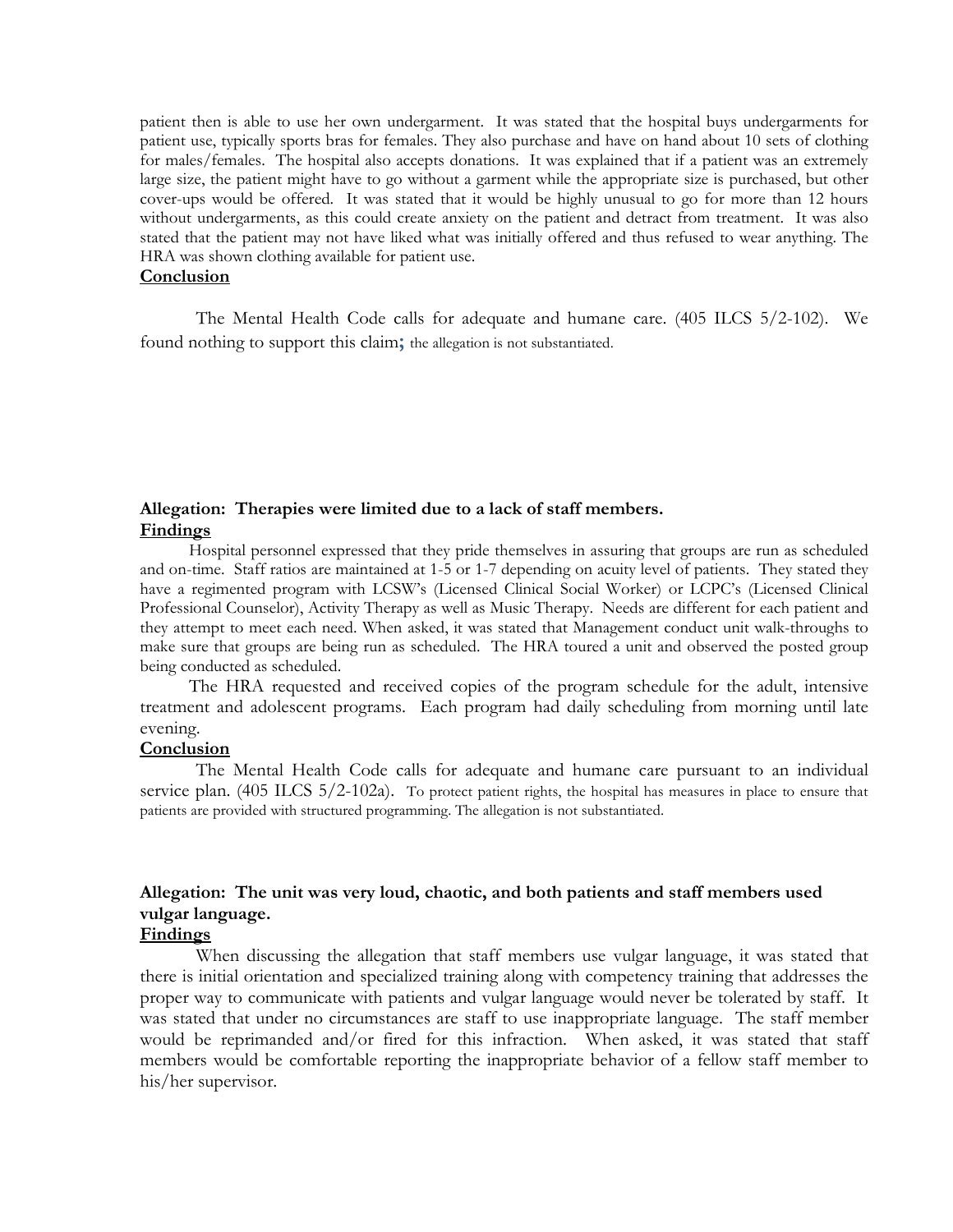patient then is able to use her own undergarment. It was stated that the hospital buys undergarments for patient use, typically sports bras for females. They also purchase and have on hand about 10 sets of clothing for males/females. The hospital also accepts donations. It was explained that if a patient was an extremely large size, the patient might have to go without a garment while the appropriate size is purchased, but other cover-ups would be offered. It was stated that it would be highly unusual to go for more than 12 hours without undergarments, as this could create anxiety on the patient and detract from treatment. It was also stated that the patient may not have liked what was initially offered and thus refused to wear anything. The HRA was shown clothing available for patient use.

**<u>Conclusion</u>**

The Mental Health Code calls for adequate and humane care. (405 ILCS 5/2-102). We found nothing to support this claim; the allegation is not substantiated.

**Allegation: Therapies were limited due to a lack of staff members.**

**<u>Findings</u>**

Hospital personnel expressed that they pride themselves in assuring that groups are run as scheduled and on-time. Staff ratios are maintained at 1-5 or 1-7 depending on acuity level of patients. They stated they have a regimented program with LCSW's (Licensed Clinical Social Worker) or LCPC's (Licensed Clinical Professional Counselor), Activity Therapy as well as Music Therapy. Needs are different for each patient and they attempt to meet each need. When asked, it was stated that Management conduct unit walk-throughs to make sure that groups are being run as scheduled. The HRA toured a unit and observed the posted group being conducted as scheduled.

The HRA requested and received copies of the program schedule for the adult, intensive treatment and adolescent programs. Each program had daily scheduling from morning until late evening.

**<u>Conclusion</u>**

The Mental Health Code calls for adequate and humane care pursuant to an individual service plan. (405 ILCS 5/2-102a). To protect patient rights, the hospital has measures in place to ensure that patients are provided with structured programming. The allegation is not substantiated.

**Allegation: The unit was very loud, chaotic, and both patients and staff members used vulgar language.**

**<u>Findings</u>**

When discussing the allegation that staff members use vulgar language, it was stated that there is initial orientation and specialized training along with competency training that addresses the proper way to communicate with patients and vulgar language would never be tolerated by staff. It was stated that under no circumstances are staff to use inappropriate language. The staff member would be reprimanded and/or fired for this infraction. When asked, it was stated that staff members would be comfortable reporting the inappropriate behavior of a fellow staff member to his/her supervisor.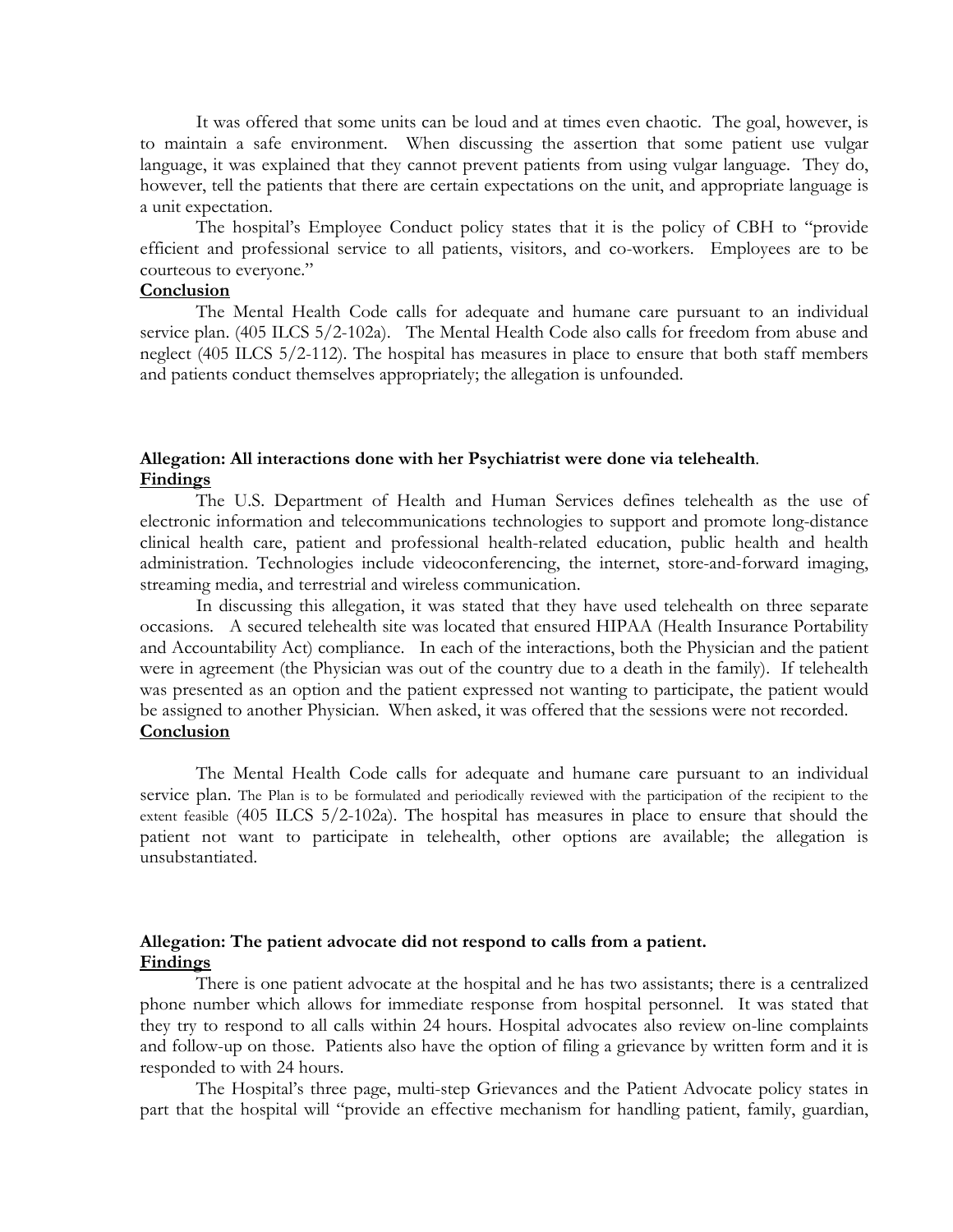It was offered that some units can be loud and at times even chaotic. The goal, however, is to maintain a safe environment. When discussing the assertion that some patient use vulgar language, it was explained that they cannot prevent patients from using vulgar language. They do, however, tell the patients that there are certain expectations on the unit, and appropriate language is a unit expectation.

The hospital's Employee Conduct policy states that it is the policy of CBH to "provide efficient and professional service to all patients, visitors, and co-workers. Employees are to be courteous to everyone."

**Conclusion**

The Mental Health Code calls for adequate and humane care pursuant to an individual service plan. (405 ILCS 5/2-102a). The Mental Health Code also calls for freedom from abuse and neglect (405 ILCS 5/2-112). The hospital has measures in place to ensure that both staff members and patients conduct themselves appropriately; the allegation is unfounded.

**Allegation: All interactions done with her Psychiatrist were done via telehealth.**

**Findings**

The U.S. Department of Health and Human Services defines telehealth as the use of electronic information and telecommunications technologies to support and promote long-distance clinical health care, patient and professional health-related education, public health and health administration. Technologies include videoconferencing, the internet, store-and-forward imaging, streaming media, and terrestrial and wireless communication.

In discussing this allegation, it was stated that they have used telehealth on three separate occasions. A secured telehealth site was located that ensured HIPAA (Health Insurance Portability and Accountability Act) compliance. In each of the interactions, both the Physician and the patient were in agreement (the Physician was out of the country due to a death in the family). If telehealth was presented as an option and the patient expressed not wanting to participate, the patient would be assigned to another Physician. When asked, it was offered that the sessions were not recorded.

**Conclusion**

The Mental Health Code calls for adequate and humane care pursuant to an individual service plan. The Plan is to be formulated and periodically reviewed with the participation of the recipient to the extent feasible (405 ILCS 5/2-102a). The hospital has measures in place to ensure that should the patient not want to participate in telehealth, other options are available; the allegation is unsubstantiated.

**Allegation: The patient advocate did not respond to calls from a patient.**

**Findings**

There is one patient advocate at the hospital and he has two assistants; there is a centralized phone number which allows for immediate response from hospital personnel. It was stated that they try to respond to all calls within 24 hours. Hospital advocates also review on-line complaints and follow-up on those. Patients also have the option of filing a grievance by written form and it is responded to with 24 hours.

The Hospital's three page, multi-step Grievances and the Patient Advocate policy states in part that the hospital will "provide an effective mechanism for handling patient, family, guardian,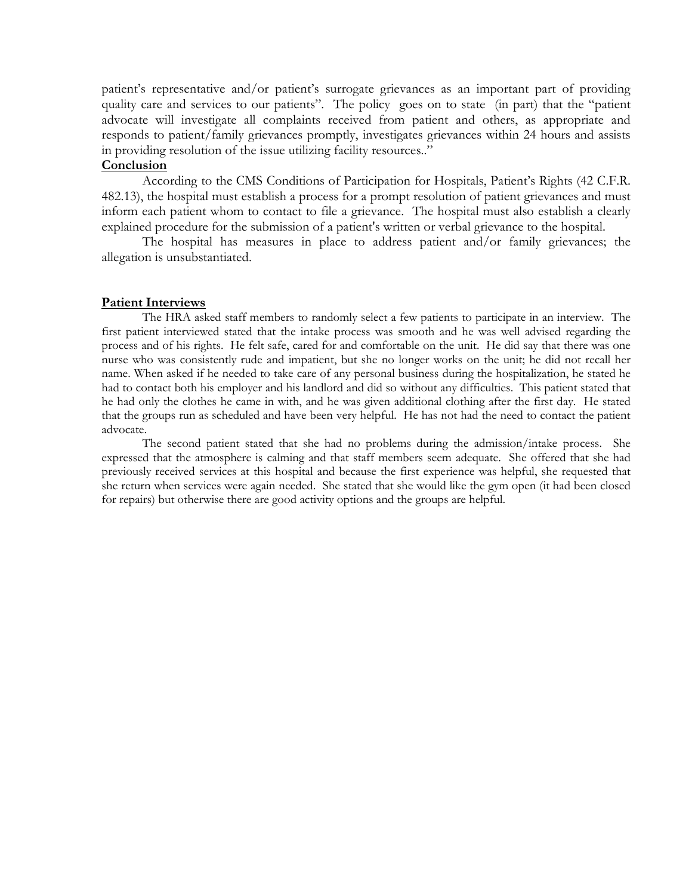patient's representative and/or patient's surrogate grievances as an important part of providing quality care and services to our patients". The policy goes on to state (in part) that the "patient advocate will investigate all complaints received from patient and others, as appropriate and responds to patient/family grievances promptly, investigates grievances within 24 hours and assists in providing resolution of the issue utilizing facility resources.."

**Conclusion**

According to the CMS Conditions of Participation for Hospitals, Patient's Rights (42 C.F.R. 482.13), the hospital must establish a process for a prompt resolution of patient grievances and must inform each patient whom to contact to file a grievance. The hospital must also establish a clearly explained procedure for the submission of a patient's written or verbal grievance to the hospital.

The hospital has measures in place to address patient and/or family grievances; the allegation is unsubstantiated.

**Patient Interviews**

The HRA asked staff members to randomly select a few patients to participate in an interview. The first patient interviewed stated that the intake process was smooth and he was well advised regarding the process and of his rights. He felt safe, cared for and comfortable on the unit. He did say that there was one nurse who was consistently rude and impatient, but she no longer works on the unit; he did not recall her name. When asked if he needed to take care of any personal business during the hospitalization, he stated he had to contact both his employer and his landlord and did so without any difficulties. This patient stated that he had only the clothes he came in with, and he was given additional clothing after the first day. He stated that the groups run as scheduled and have been very helpful. He has not had the need to contact the patient advocate.

The second patient stated that she had no problems during the admission/intake process. She expressed that the atmosphere is calming and that staff members seem adequate. She offered that she had previously received services at this hospital and because the first experience was helpful, she requested that she return when services were again needed. She stated that she would like the gym open (it had been closed for repairs) but otherwise there are good activity options and the groups are helpful.